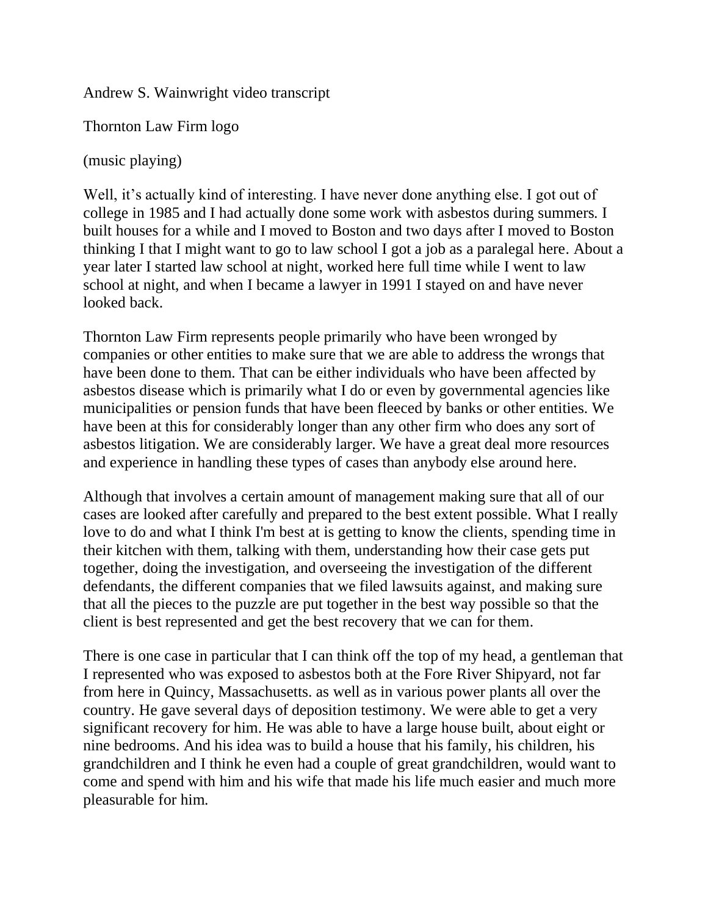Andrew S. Wainwright video transcript

Thornton Law Firm logo

(music playing)

Well, it's actually kind of interesting. I have never done anything else. I got out of college in 1985 and I had actually done some work with asbestos during summers. I built houses for a while and I moved to Boston and two days after I moved to Boston thinking I that I might want to go to law school I got a job as a paralegal here. About a year later I started law school at night, worked here full time while I went to law school at night, and when I became a lawyer in 1991 I stayed on and have never looked back.

Thornton Law Firm represents people primarily who have been wronged by companies or other entities to make sure that we are able to address the wrongs that have been done to them. That can be either individuals who have been affected by asbestos disease which is primarily what I do or even by governmental agencies like municipalities or pension funds that have been fleeced by banks or other entities. We have been at this for considerably longer than any other firm who does any sort of asbestos litigation. We are considerably larger. We have a great deal more resources and experience in handling these types of cases than anybody else around here.

Although that involves a certain amount of management making sure that all of our cases are looked after carefully and prepared to the best extent possible. What I really love to do and what I think I'm best at is getting to know the clients, spending time in their kitchen with them, talking with them, understanding how their case gets put together, doing the investigation, and overseeing the investigation of the different defendants, the different companies that we filed lawsuits against, and making sure that all the pieces to the puzzle are put together in the best way possible so that the client is best represented and get the best recovery that we can for them.

There is one case in particular that I can think off the top of my head, a gentleman that I represented who was exposed to asbestos both at the Fore River Shipyard, not far from here in Quincy, Massachusetts. as well as in various power plants all over the country. He gave several days of deposition testimony. We were able to get a very significant recovery for him. He was able to have a large house built, about eight or nine bedrooms. And his idea was to build a house that his family, his children, his grandchildren and I think he even had a couple of great grandchildren, would want to come and spend with him and his wife that made his life much easier and much more pleasurable for him.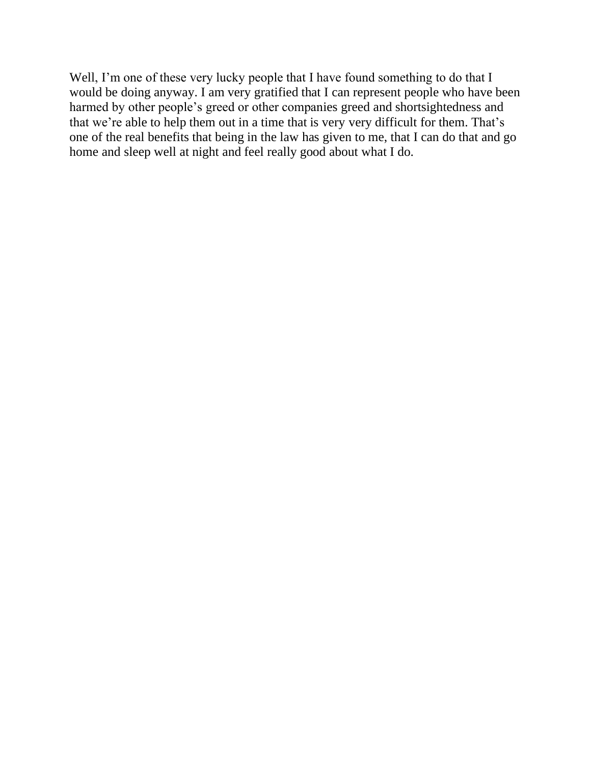Well, I'm one of these very lucky people that I have found something to do that I would be doing anyway. I am very gratified that I can represent people who have been harmed by other people's greed or other companies greed and shortsightedness and that we're able to help them out in a time that is very very difficult for them. That's one of the real benefits that being in the law has given to me, that I can do that and go home and sleep well at night and feel really good about what I do.